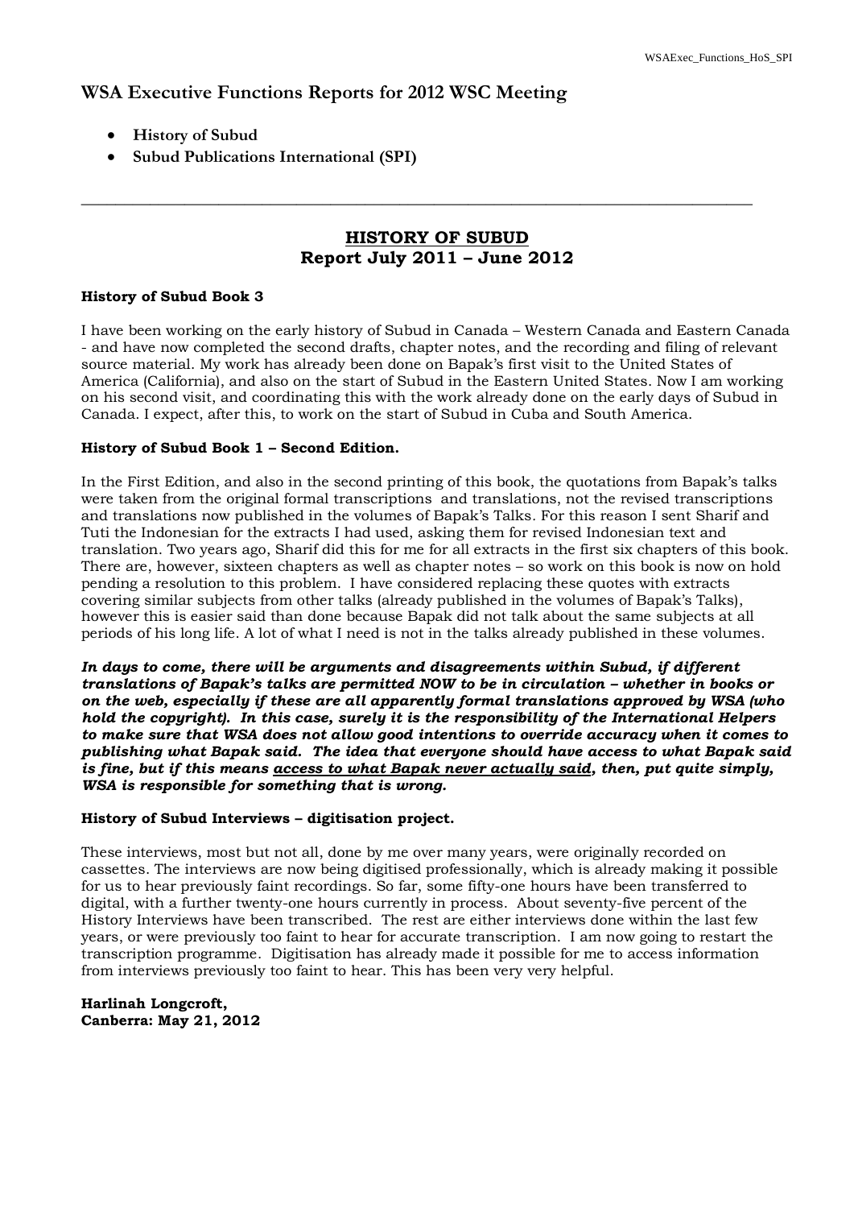# WSA Executive Functions Reports for 2012 WSC Meeting

- **History of Subud**
- **Subud Publications International (SPI)**

---

## HISTORY OF SUBUD
## Report July 2011 – June 2012

**History of Subud Book 3**

I have been working on the early history of Subud in Canada – Western Canada and Eastern Canada - and have now completed the second drafts, chapter notes, and the recording and filing of relevant source material. My work has already been done on Bapak's first visit to the United States of America (California), and also on the start of Subud in the Eastern United States. Now I am working on his second visit, and coordinating this with the work already done on the early days of Subud in Canada. I expect, after this, to work on the start of Subud in Cuba and South America.

**History of Subud Book 1 – Second Edition.**

In the First Edition, and also in the second printing of this book, the quotations from Bapak's talks were taken from the original formal transcriptions and translations, not the revised transcriptions and translations now published in the volumes of Bapak's Talks. For this reason I sent Sharif and Tuti the Indonesian for the extracts I had used, asking them for revised Indonesian text and translation. Two years ago, Sharif did this for me for all extracts in the first six chapters of this book. There are, however, sixteen chapters as well as chapter notes – so work on this book is now on hold pending a resolution to this problem. I have considered replacing these quotes with extracts covering similar subjects from other talks (already published in the volumes of Bapak's Talks), however this is easier said than done because Bapak did not talk about the same subjects at all periods of his long life. A lot of what I need is not in the talks already published in these volumes.

***In days to come, there will be arguments and disagreements within Subud, if different translations of Bapak's talks are permitted NOW to be in circulation – whether in books or on the web, especially if these are all apparently formal translations approved by WSA (who hold the copyright). In this case, surely it is the responsibility of the International Helpers to make sure that WSA does not allow good intentions to override accuracy when it comes to publishing what Bapak said. The idea that everyone should have access to what Bapak said is fine, but if this means <u>access to what Bapak never actually said</u>, then, put quite simply, WSA is responsible for something that is wrong.***

**History of Subud Interviews – digitisation project.**

These interviews, most but not all, done by me over many years, were originally recorded on cassettes. The interviews are now being digitised professionally, which is already making it possible for us to hear previously faint recordings. So far, some fifty-one hours have been transferred to digital, with a further twenty-one hours currently in process. About seventy-five percent of the History Interviews have been transcribed. The rest are either interviews done within the last few years, or were previously too faint to hear for accurate transcription. I am now going to restart the transcription programme. Digitisation has already made it possible for me to access information from interviews previously too faint to hear. This has been very very helpful.

**Harlinah Longcroft,**
**Canberra: May 21, 2012**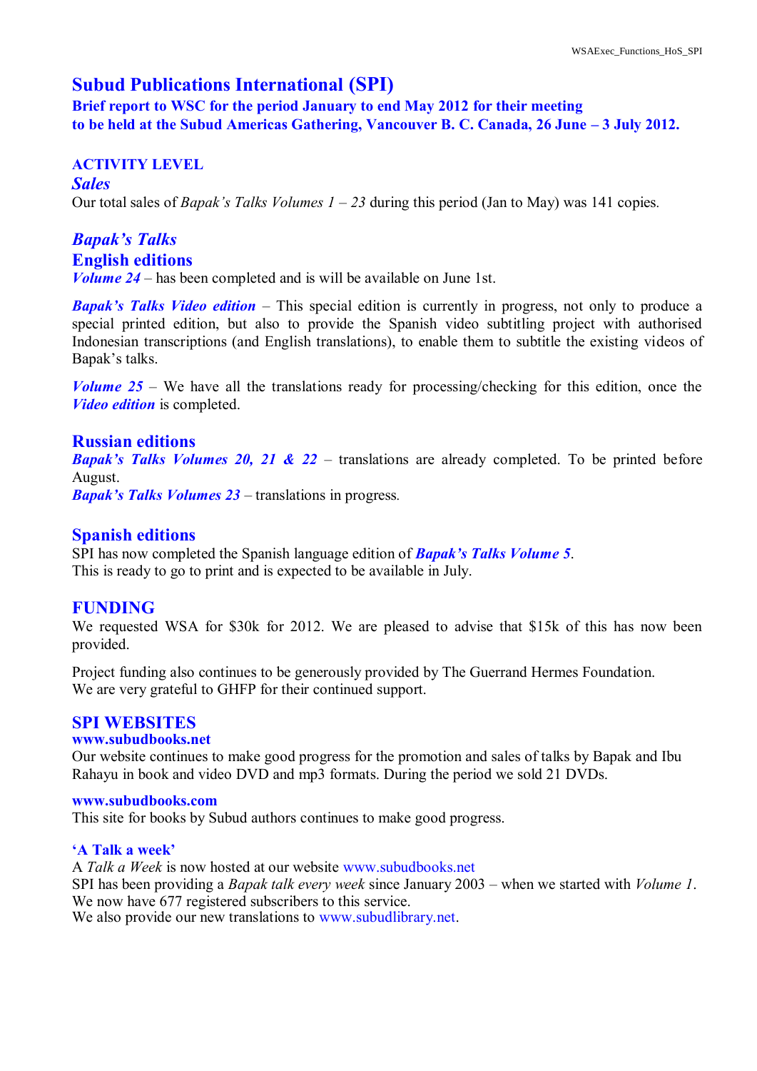# Subud Publications International (SPI)

**Brief report to WSC for the period January to end May 2012 for their meeting to be held at the Subud Americas Gathering, Vancouver B. C. Canada, 26 June – 3 July 2012.**

## ACTIVITY LEVEL

### *Sales*

Our total sales of *Bapak's Talks Volumes 1 – 23* during this period (Jan to May) was 141 copies.

## *Bapak's Talks*

### English editions

***Volume 24*** – has been completed and is will be available on June 1st.

***Bapak's Talks Video edition*** – This special edition is currently in progress, not only to produce a special printed edition, but also to provide the Spanish video subtitling project with authorised Indonesian transcriptions (and English translations), to enable them to subtitle the existing videos of Bapak's talks.

***Volume 25*** – We have all the translations ready for processing/checking for this edition, once the ***Video edition*** is completed.

### Russian editions

***Bapak's Talks Volumes 20, 21 & 22*** – translations are already completed. To be printed before August.

***Bapak's Talks Volumes 23*** – translations in progress.

### Spanish editions

SPI has now completed the Spanish language edition of ***Bapak's Talks Volume 5***.
This is ready to go to print and is expected to be available in July.

## FUNDING

We requested WSA for $30k for 2012. We are pleased to advise that $15k of this has now been provided.

Project funding also continues to be generously provided by The Guerrand Hermes Foundation.
We are very grateful to GHFP for their continued support.

## SPI WEBSITES

### www.subudbooks.net

Our website continues to make good progress for the promotion and sales of talks by Bapak and Ibu Rahayu in book and video DVD and mp3 formats. During the period we sold 21 DVDs.

### www.subudbooks.com

This site for books by Subud authors continues to make good progress.

### 'A Talk a week'

A *Talk a Week* is now hosted at our website www.subudbooks.net
SPI has been providing a *Bapak talk every week* since January 2003 – when we started with *Volume 1*.
We now have 677 registered subscribers to this service.
We also provide our new translations to www.subudlibrary.net.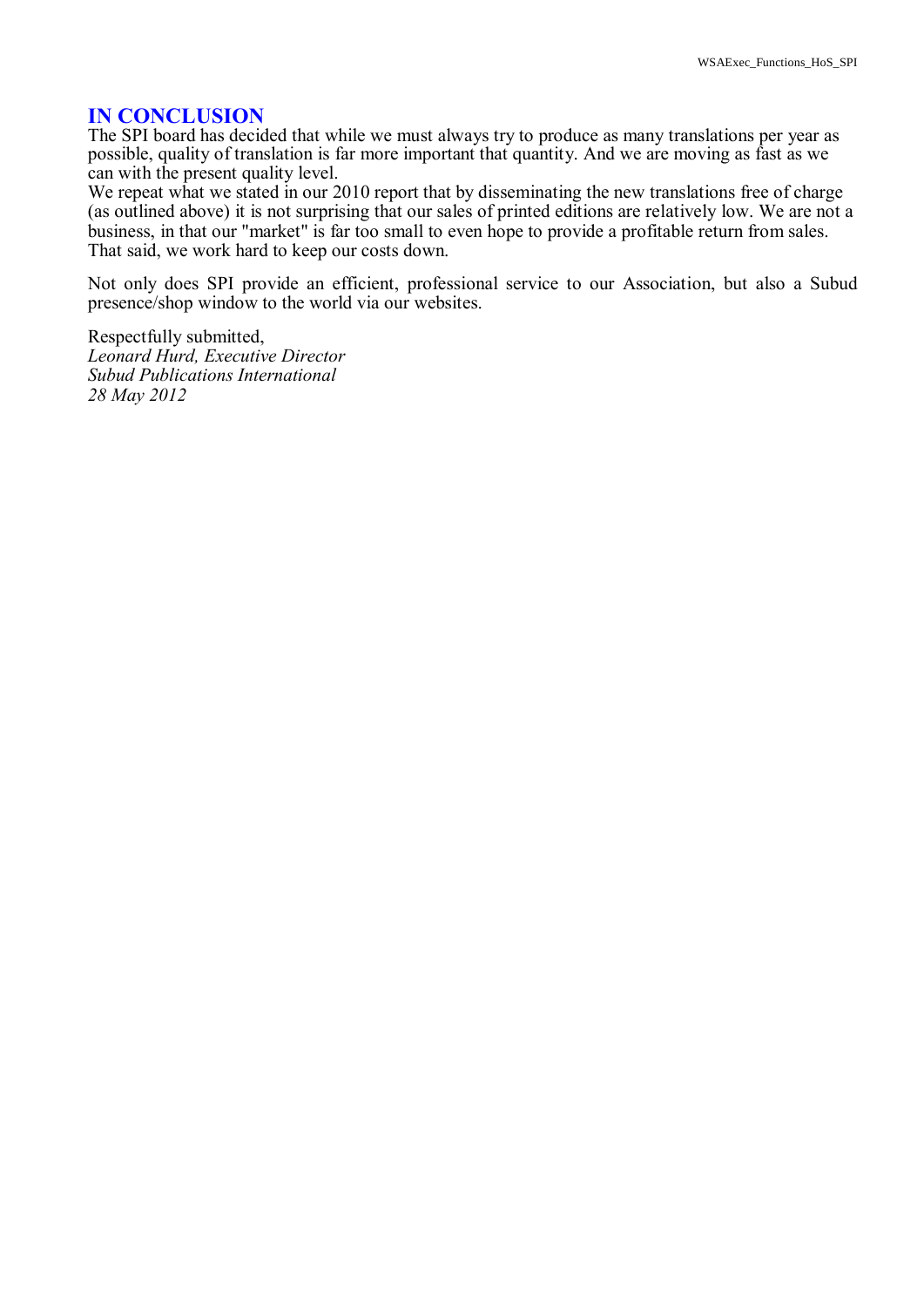## IN CONCLUSION

The SPI board has decided that while we must always try to produce as many translations per year as possible, quality of translation is far more important that quantity. And we are moving as fast as we can with the present quality level.
We repeat what we stated in our 2010 report that by disseminating the new translations free of charge (as outlined above) it is not surprising that our sales of printed editions are relatively low. We are not a business, in that our "market" is far too small to even hope to provide a profitable return from sales. That said, we work hard to keep our costs down.

Not only does SPI provide an efficient, professional service to our Association, but also a Subud presence/shop window to the world via our websites.

Respectfully submitted,
*Leonard Hurd, Executive Director*
*Subud Publications International*
*28 May 2012*